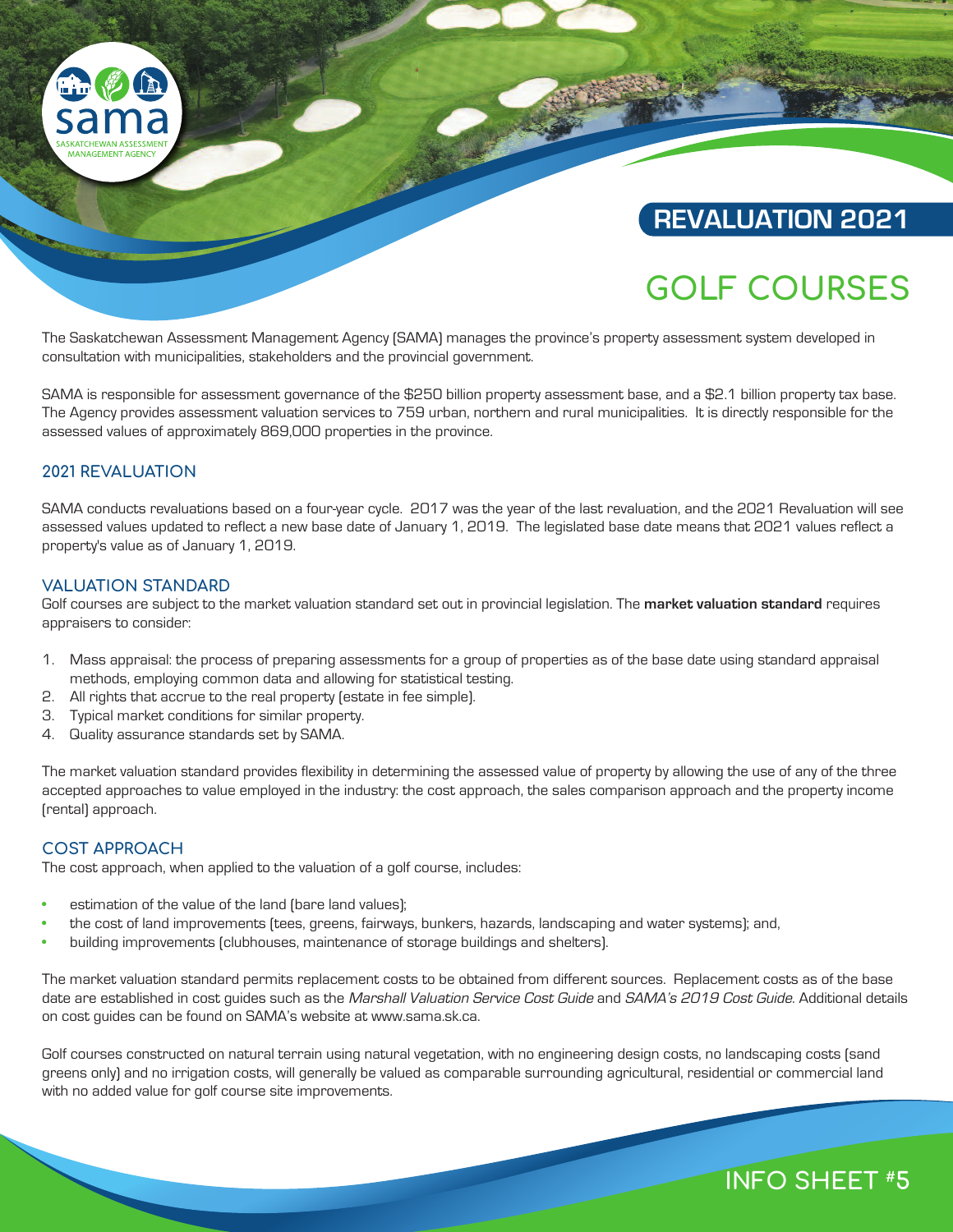# REVALUATION 2021

# GOLF COURSES

The Saskatchewan Assessment Management Agency (SAMA) manages the province's property assessment system developed in consultation with municipalities, stakeholders and the provincial government.

SAMA is responsible for assessment governance of the $250 billion property assessment base, and a $2.1 billion property tax base. The Agency provides assessment valuation services to 759 urban, northern and rural municipalities. It is directly responsible for the assessed values of approximately 869,000 properties in the province.

## 2021 REVALUATION

SAMA conducts revaluations based on a four-year cycle. 2017 was the year of the last revaluation, and the 2021 Revaluation will see assessed values updated to reflect a new base date of January 1, 2019. The legislated base date means that 2021 values reflect a property's value as of January 1, 2019.

## VALUATION STANDARD

Golf courses are subject to the market valuation standard set out in provincial legislation. The **market valuation standard** requires appraisers to consider:

1. Mass appraisal: the process of preparing assessments for a group of properties as of the base date using standard appraisal methods, employing common data and allowing for statistical testing.
2. All rights that accrue to the real property (estate in fee simple).
3. Typical market conditions for similar property.
4. Quality assurance standards set by SAMA.

The market valuation standard provides flexibility in determining the assessed value of property by allowing the use of any of the three accepted approaches to value employed in the industry: the cost approach, the sales comparison approach and the property income (rental) approach.

## COST APPROACH

The cost approach, when applied to the valuation of a golf course, includes:

- estimation of the value of the land (bare land values);
- the cost of land improvements (tees, greens, fairways, bunkers, hazards, landscaping and water systems); and,
- building improvements (clubhouses, maintenance of storage buildings and shelters).

The market valuation standard permits replacement costs to be obtained from different sources. Replacement costs as of the base date are established in cost guides such as the *Marshall Valuation Service Cost Guide* and *SAMA's 2019 Cost Guide*. Additional details on cost guides can be found on SAMA's website at www.sama.sk.ca.

Golf courses constructed on natural terrain using natural vegetation, with no engineering design costs, no landscaping costs (sand greens only) and no irrigation costs, will generally be valued as comparable surrounding agricultural, residential or commercial land with no added value for golf course site improvements.

INFO SHEET #5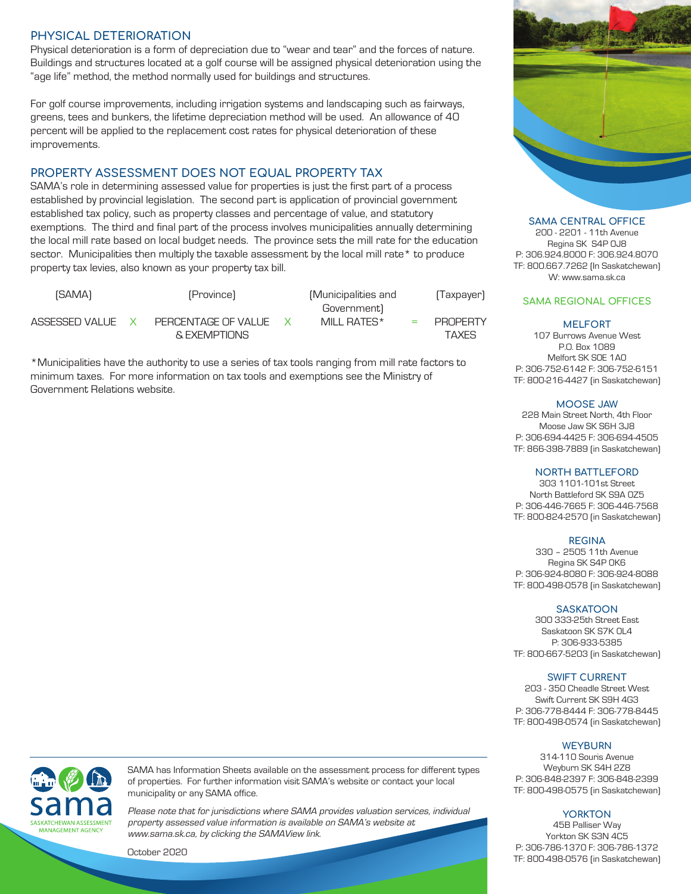## PHYSICAL DETERIORATION

Physical deterioration is a form of depreciation due to "wear and tear" and the forces of nature. Buildings and structures located at a golf course will be assigned physical deterioration using the "age life" method, the method normally used for buildings and structures.

For golf course improvements, including irrigation systems and landscaping such as fairways, greens, tees and bunkers, the lifetime depreciation method will be used. An allowance of 40 percent will be applied to the replacement cost rates for physical deterioration of these improvements.

## PROPERTY ASSESSMENT DOES NOT EQUAL PROPERTY TAX

SAMA's role in determining assessed value for properties is just the first part of a process established by provincial legislation. The second part is application of provincial government established tax policy, such as property classes and percentage of value, and statutory exemptions. The third and final part of the process involves municipalities annually determining the local mill rate based on local budget needs. The province sets the mill rate for the education sector. Municipalities then multiply the taxable assessment by the local mill rate* to produce property tax levies, also known as your property tax bill.

| (SAMA) | | (Province) | | (Municipalities and Government) | | (Taxpayer) |
|---|---|---|---|---|---|---|
| ASSESSED VALUE | X | PERCENTAGE OF VALUE & EXEMPTIONS | X | MILL RATES* | = | PROPERTY TAXES |

*Municipalities have the authority to use a series of tax tools ranging from mill rate factors to minimum taxes. For more information on tax tools and exemptions see the Ministry of Government Relations website.

SAMA has Information Sheets available on the assessment process for different types of properties. For further information visit SAMA's website or contact your local municipality or any SAMA office.

*Please note that for jurisdictions where SAMA provides valuation services, individual property assessed value information is available on SAMA's website at www.sama.sk.ca, by clicking the SAMAView link.*

October 2020

### SAMA CENTRAL OFFICE

200 - 2201 - 11th Avenue
Regina SK S4P 0J8
P: 306.924.8000 F: 306.924.8070
TF: 800.667.7262 (In Saskatchewan)
W: www.sama.sk.ca

### SAMA REGIONAL OFFICES

**MELFORT**
107 Burrows Avenue West
P.O. Box 1089
Melfort SK S0E 1A0
P: 306-752-6142 F: 306-752-6151
TF: 800-216-4427 (in Saskatchewan)

**MOOSE JAW**
228 Main Street North, 4th Floor
Moose Jaw SK S6H 3J8
P: 306-694-4425 F: 306-694-4505
TF: 866-398-7889 (in Saskatchewan)

**NORTH BATTLEFORD**
303 1101-101st Street
North Battleford SK S9A 0Z5
P: 306-446-7665 F: 306-446-7568
TF: 800-824-2570 (in Saskatchewan)

**REGINA**
330 – 2505 11th Avenue
Regina SK S4P 0K6
P: 306-924-8080 F: 306-924-8088
TF: 800-498-0578 (in Saskatchewan)

**SASKATOON**
300 333-25th Street East
Saskatoon SK S7K 0L4
P: 306-933-5385
TF: 800-667-5203 (in Saskatchewan)

**SWIFT CURRENT**
203 - 350 Cheadle Street West
Swift Current SK S9H 4G3
P: 306-778-8444 F: 306-778-8445
TF: 800-498-0574 (in Saskatchewan)

**WEYBURN**
314-110 Souris Avenue
Weyburn SK S4H 2Z8
P: 306-848-2397 F: 306-848-2399
TF: 800-498-0575 (in Saskatchewan)

**YORKTON**
45B Palliser Way
Yorkton SK S3N 4C5
P: 306-786-1370 F: 306-786-1372
TF: 800-498-0576 (in Saskatchewan)